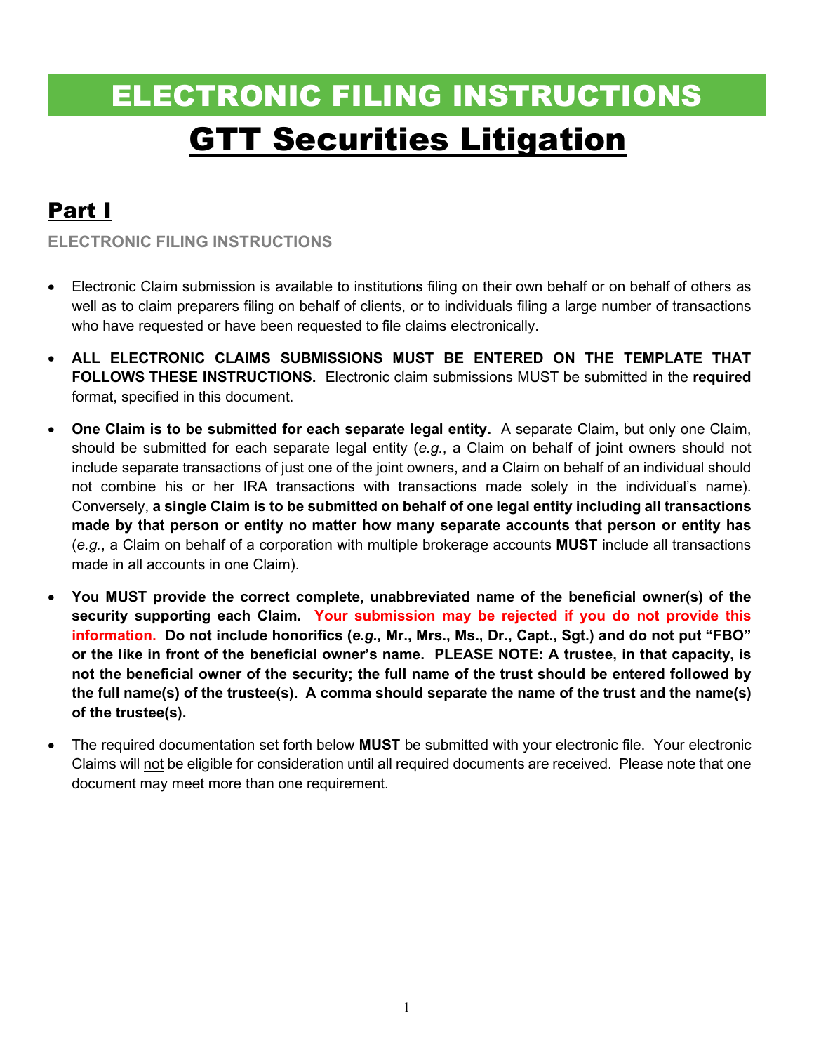# ELECTRONIC FILING INSTRUCTIONS

# GTT Securities Litigation

## Part I

### ELECTRONIC FILING INSTRUCTIONS

- Electronic Claim submission is available to institutions filing on their own behalf or on behalf of others as well as to claim preparers filing on behalf of clients, or to individuals filing a large number of transactions who have requested or have been requested to file claims electronically.

- **ALL ELECTRONIC CLAIMS SUBMISSIONS MUST BE ENTERED ON THE TEMPLATE THAT FOLLOWS THESE INSTRUCTIONS.** Electronic claim submissions MUST be submitted in the **required** format, specified in this document.

- **One Claim is to be submitted for each separate legal entity.** A separate Claim, but only one Claim, should be submitted for each separate legal entity (*e.g.*, a Claim on behalf of joint owners should not include separate transactions of just one of the joint owners, and a Claim on behalf of an individual should not combine his or her IRA transactions with transactions made solely in the individual's name). Conversely, **a single Claim is to be submitted on behalf of one legal entity including all transactions made by that person or entity no matter how many separate accounts that person or entity has** (*e.g.*, a Claim on behalf of a corporation with multiple brokerage accounts **MUST** include all transactions made in all accounts in one Claim).

- **You MUST provide the correct complete, unabbreviated name of the beneficial owner(s) of the security supporting each Claim. Your submission may be rejected if you do not provide this information. Do not include honorifics (*e.g.,* Mr., Mrs., Ms., Dr., Capt., Sgt.) and do not put "FBO" or the like in front of the beneficial owner's name. PLEASE NOTE: A trustee, in that capacity, is not the beneficial owner of the security; the full name of the trust should be entered followed by the full name(s) of the trustee(s). A comma should separate the name of the trust and the name(s) of the trustee(s).**

- The required documentation set forth below **MUST** be submitted with your electronic file. Your electronic Claims will not be eligible for consideration until all required documents are received. Please note that one document may meet more than one requirement.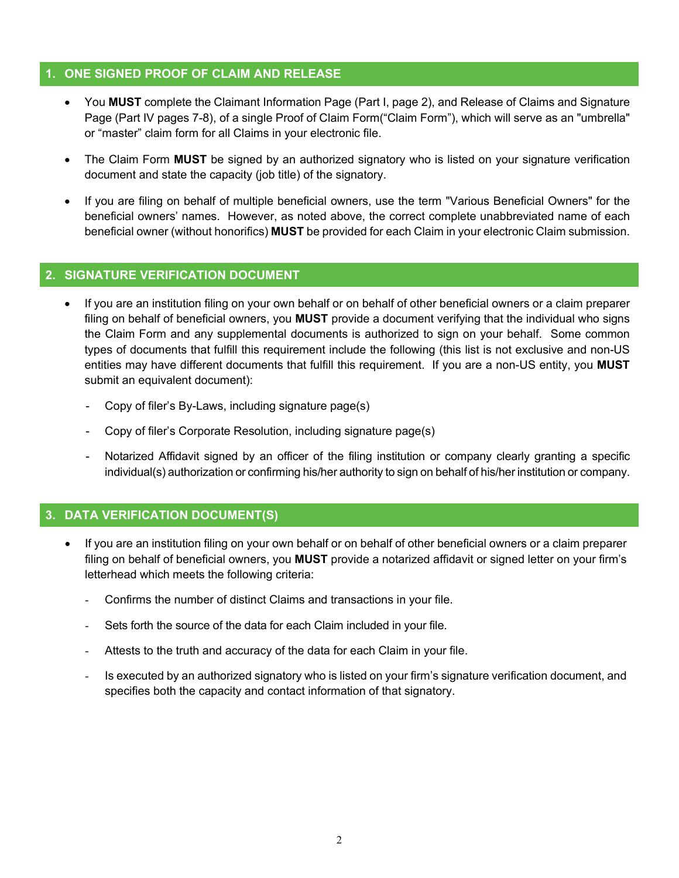## 1. ONE SIGNED PROOF OF CLAIM AND RELEASE

- You **MUST** complete the Claimant Information Page (Part I, page 2), and Release of Claims and Signature Page (Part IV pages 7-8), of a single Proof of Claim Form("Claim Form"), which will serve as an "umbrella" or "master" claim form for all Claims in your electronic file.
- The Claim Form **MUST** be signed by an authorized signatory who is listed on your signature verification document and state the capacity (job title) of the signatory.
- If you are filing on behalf of multiple beneficial owners, use the term "Various Beneficial Owners" for the beneficial owners' names. However, as noted above, the correct complete unabbreviated name of each beneficial owner (without honorifics) **MUST** be provided for each Claim in your electronic Claim submission.

## 2. SIGNATURE VERIFICATION DOCUMENT

- If you are an institution filing on your own behalf or on behalf of other beneficial owners or a claim preparer filing on behalf of beneficial owners, you **MUST** provide a document verifying that the individual who signs the Claim Form and any supplemental documents is authorized to sign on your behalf. Some common types of documents that fulfill this requirement include the following (this list is not exclusive and non-US entities may have different documents that fulfill this requirement. If you are a non-US entity, you **MUST** submit an equivalent document):
  - Copy of filer's By-Laws, including signature page(s)
  - Copy of filer's Corporate Resolution, including signature page(s)
  - Notarized Affidavit signed by an officer of the filing institution or company clearly granting a specific individual(s) authorization or confirming his/her authority to sign on behalf of his/her institution or company.

## 3. DATA VERIFICATION DOCUMENT(S)

- If you are an institution filing on your own behalf or on behalf of other beneficial owners or a claim preparer filing on behalf of beneficial owners, you **MUST** provide a notarized affidavit or signed letter on your firm's letterhead which meets the following criteria:
  - Confirms the number of distinct Claims and transactions in your file.
  - Sets forth the source of the data for each Claim included in your file.
  - Attests to the truth and accuracy of the data for each Claim in your file.
  - Is executed by an authorized signatory who is listed on your firm's signature verification document, and specifies both the capacity and contact information of that signatory.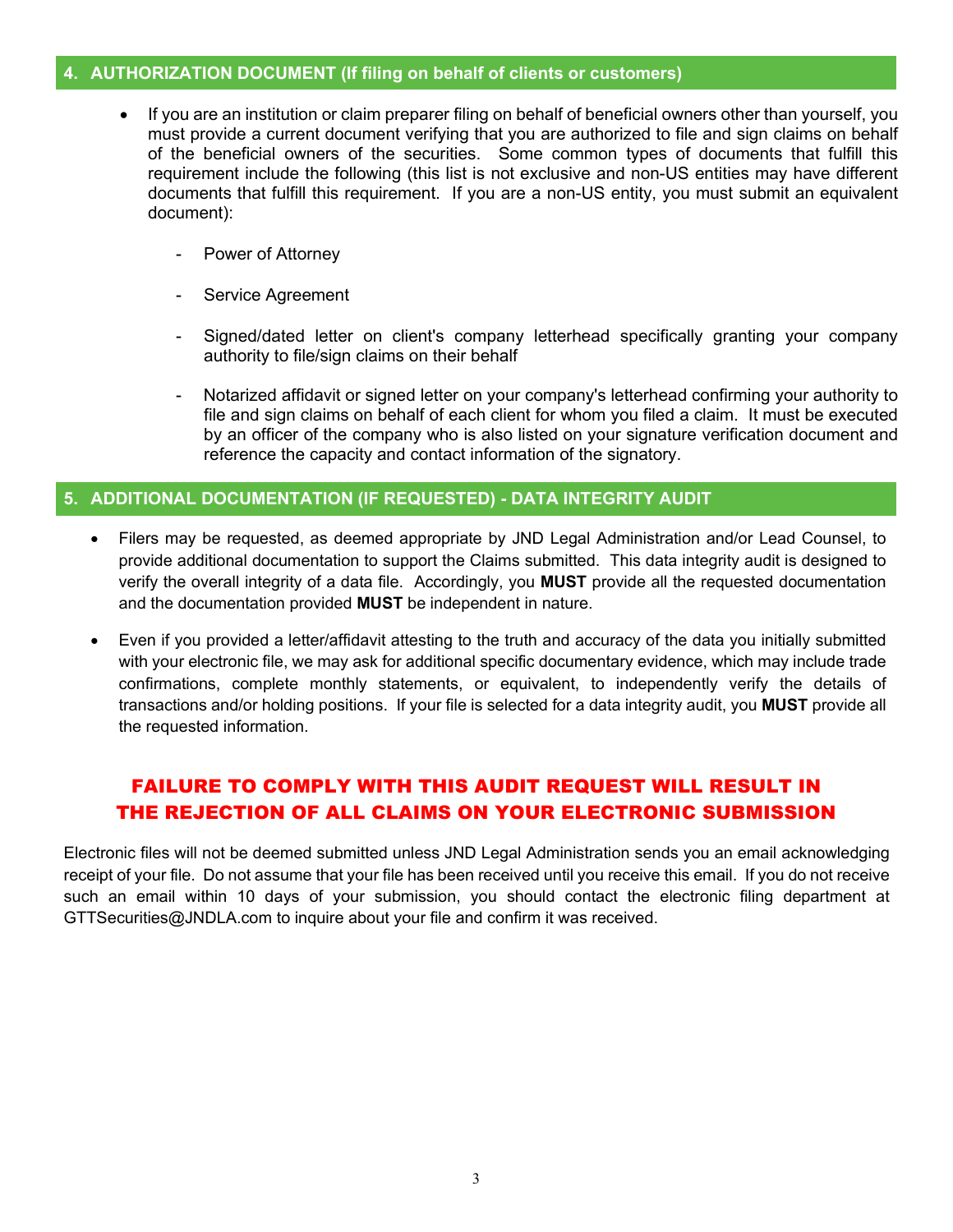## 4. AUTHORIZATION DOCUMENT (If filing on behalf of clients or customers)

- If you are an institution or claim preparer filing on behalf of beneficial owners other than yourself, you must provide a current document verifying that you are authorized to file and sign claims on behalf of the beneficial owners of the securities. Some common types of documents that fulfill this requirement include the following (this list is not exclusive and non-US entities may have different documents that fulfill this requirement. If you are a non-US entity, you must submit an equivalent document):

  - Power of Attorney
  - Service Agreement
  - Signed/dated letter on client's company letterhead specifically granting your company authority to file/sign claims on their behalf
  - Notarized affidavit or signed letter on your company's letterhead confirming your authority to file and sign claims on behalf of each client for whom you filed a claim. It must be executed by an officer of the company who is also listed on your signature verification document and reference the capacity and contact information of the signatory.

## 5. ADDITIONAL DOCUMENTATION (IF REQUESTED) - DATA INTEGRITY AUDIT

- Filers may be requested, as deemed appropriate by JND Legal Administration and/or Lead Counsel, to provide additional documentation to support the Claims submitted. This data integrity audit is designed to verify the overall integrity of a data file. Accordingly, you **MUST** provide all the requested documentation and the documentation provided **MUST** be independent in nature.
- Even if you provided a letter/affidavit attesting to the truth and accuracy of the data you initially submitted with your electronic file, we may ask for additional specific documentary evidence, which may include trade confirmations, complete monthly statements, or equivalent, to independently verify the details of transactions and/or holding positions. If your file is selected for a data integrity audit, you **MUST** provide all the requested information.

**FAILURE TO COMPLY WITH THIS AUDIT REQUEST WILL RESULT IN THE REJECTION OF ALL CLAIMS ON YOUR ELECTRONIC SUBMISSION**

Electronic files will not be deemed submitted unless JND Legal Administration sends you an email acknowledging receipt of your file. Do not assume that your file has been received until you receive this email. If you do not receive such an email within 10 days of your submission, you should contact the electronic filing department at GTTSecurities@JNDLA.com to inquire about your file and confirm it was received.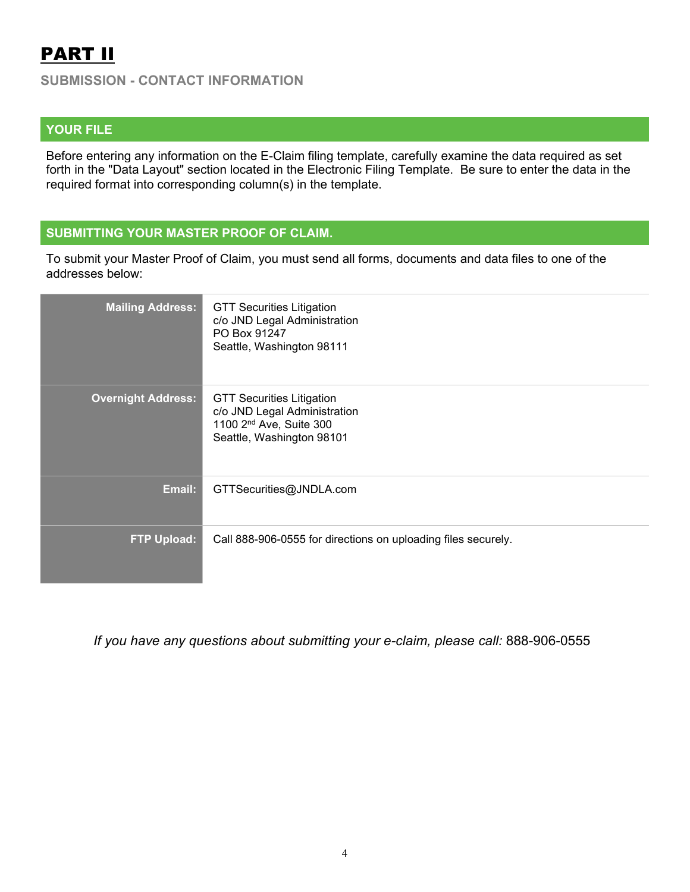# PART II

## SUBMISSION - CONTACT INFORMATION

### YOUR FILE

Before entering any information on the E-Claim filing template, carefully examine the data required as set forth in the "Data Layout" section located in the Electronic Filing Template. Be sure to enter the data in the required format into corresponding column(s) in the template.

### SUBMITTING YOUR MASTER PROOF OF CLAIM.

To submit your Master Proof of Claim, you must send all forms, documents and data files to one of the addresses below:

| | |
|---|---|
| **Mailing Address:** | GTT Securities Litigation<br>c/o JND Legal Administration<br>PO Box 91247<br>Seattle, Washington 98111 |
| **Overnight Address:** | GTT Securities Litigation<br>c/o JND Legal Administration<br>1100 2nd Ave, Suite 300<br>Seattle, Washington 98101 |
| **Email:** | GTTSecurities@JNDLA.com |
| **FTP Upload:** | Call 888-906-0555 for directions on uploading files securely. |

*If you have any questions about submitting your e-claim, please call:* 888-906-0555